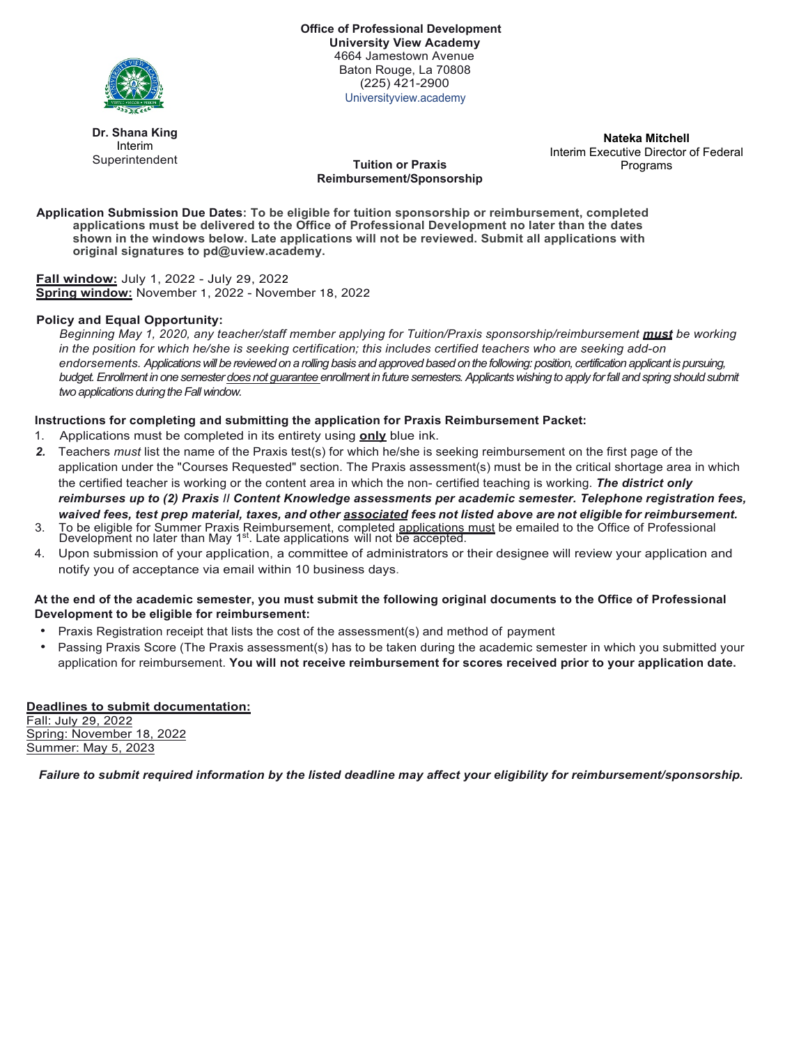**Office of Professional Development**
**University View Academy**
4664 Jamestown Avenue
Baton Rouge, La 70808
(225) 421-2900
Universityview.academy

**Dr. Shana King**
Interim
Superintendent

**Nateka Mitchell**
Interim Executive Director of Federal Programs

## Tuition or Praxis Reimbursement/Sponsorship

**Application Submission Due Dates: To be eligible for tuition sponsorship or reimbursement, completed applications must be delivered to the Office of Professional Development no later than the dates shown in the windows below. Late applications will not be reviewed. Submit all applications with original signatures to pd@uview.academy.**

**Fall window:** July 1, 2022 - July 29, 2022
**Spring window:** November 1, 2022 - November 18, 2022

**Policy and Equal Opportunity:**

*Beginning May 1, 2020, any teacher/staff member applying for Tuition/Praxis sponsorship/reimbursement **must** be working in the position for which he/she is seeking certification; this includes certified teachers who are seeking add-on endorsements. Applications will be reviewed on a rolling basis and approved based on the following: position, certification applicant is pursuing, budget. Enrollment in one semester does not guarantee enrollment in future semesters. Applicants wishing to apply for fall and spring should submit two applications during the Fall window.*

**Instructions for completing and submitting the application for Praxis Reimbursement Packet:**

1. Applications must be completed in its entirety using **only** blue ink.
2. Teachers *must* list the name of the Praxis test(s) for which he/she is seeking reimbursement on the first page of the application under the "Courses Requested" section. The Praxis assessment(s) must be in the critical shortage area in which the certified teacher is working or the content area in which the non- certified teaching is working. ***The district only reimburses up to (2) Praxis II Content Knowledge assessments per academic semester. Telephone registration fees, waived fees, test prep material, taxes, and other associated fees not listed above are not eligible for reimbursement.***
3. To be eligible for Summer Praxis Reimbursement, completed applications must be emailed to the Office of Professional Development no later than May 1st. Late applications will not be accepted.
4. Upon submission of your application, a committee of administrators or their designee will review your application and notify you of acceptance via email within 10 business days.

**At the end of the academic semester, you must submit the following original documents to the Office of Professional Development to be eligible for reimbursement:**

- Praxis Registration receipt that lists the cost of the assessment(s) and method of payment
- Passing Praxis Score (The Praxis assessment(s) has to be taken during the academic semester in which you submitted your application for reimbursement. **You will not receive reimbursement for scores received prior to your application date.**

**Deadlines to submit documentation:**
Fall: July 29, 2022
Spring: November 18, 2022
Summer: May 5, 2023

***Failure to submit required information by the listed deadline may affect your eligibility for reimbursement/sponsorship.***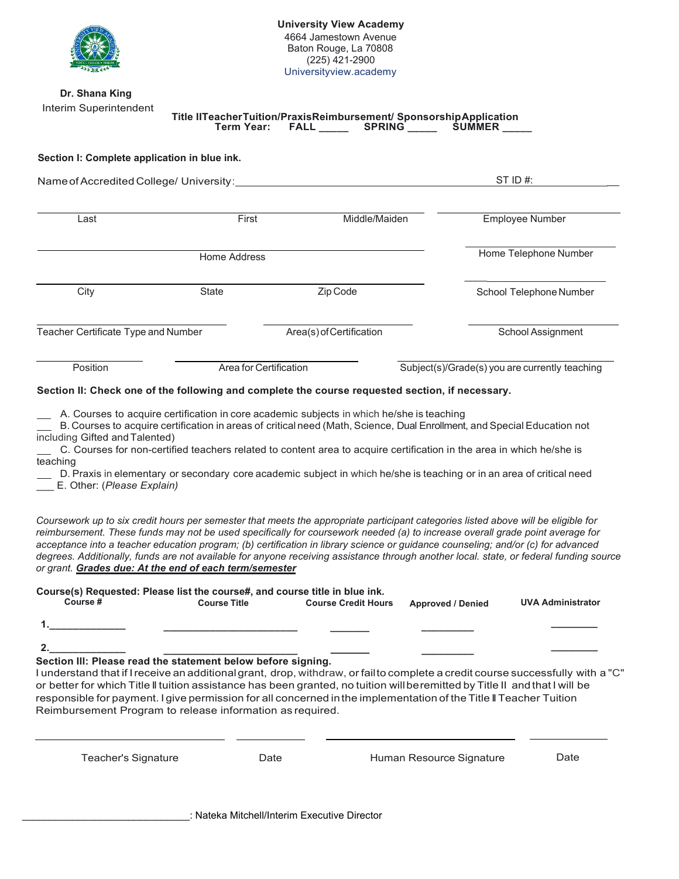**University View Academy**
4664 Jamestown Avenue
Baton Rouge, La 70808
(225) 421-2900
Universityview.academy

**Dr. Shana King**
Interim Superintendent

**Title IITeacherTuition/PraxisReimbursement/ SponsorshipApplication**
**Term Year: FALL _____ SPRING _____ SUMMER _____**

**Section I: Complete application in blue ink.**

Name of Accredited College/ University:______________________________ ST ID #:________________

| | | | |
|---|---|---|---|
| Last | First | Middle/Maiden | Employee Number |
| Home Address | | | Home Telephone Number |
| City | State | Zip Code | School Telephone Number |
| Teacher Certificate Type and Number | Area(s) of Certification | | School Assignment |
| Position | Area for Certification | | Subject(s)/Grade(s) you are currently teaching |

**Section II: Check one of the following and complete the course requested section, if necessary.**

___ A. Courses to acquire certification in core academic subjects in which he/she is teaching
___ B. Courses to acquire certification in areas of critical need (Math, Science, Dual Enrollment, and Special Education not including Gifted and Talented)
___ C. Courses for non-certified teachers related to content area to acquire certification in the area in which he/she is teaching
___ D. Praxis in elementary or secondary core academic subject in which he/she is teaching or in an area of critical need
___ E. Other: (*Please Explain*)

*Coursework up to six credit hours per semester that meets the appropriate participant categories listed above will be eligible for reimbursement. These funds may not be used specifically for coursework needed (a) to increase overall grade point average for acceptance into a teacher education program; (b) certification in library science or guidance counseling; and/or (c) for advanced degrees. Additionally, funds are not available for anyone receiving assistance through another local. state, or federal funding source or grant.* ***Grades due: At the end of each term/semester***

**Course(s) Requested: Please list the course#, and course title in blue ink.**

| Course # | Course Title | Course Credit Hours | Approved / Denied | UVA Administrator |
|---|---|---|---|---|
| 1.____________ | ____________________ | _______ | _________ | ________ |
| 2.____________ | ____________________ | _______ | _________ | ________ |

**Section III: Please read the statement below before signing.**
I understand that if I receive an additional grant, drop, withdraw, or fail to complete a credit course successfully with a "C" or better for which Title II tuition assistance has been granted, no tuition will be remitted by Title II and that I will be responsible for payment. I give permission for all concerned in the implementation of the Title II Teacher Tuition Reimbursement Program to release information as required.

| | | | |
|---|---|---|---|
| Teacher's Signature | Date | Human Resource Signature | Date |

____________________________: Nateka Mitchell/Interim Executive Director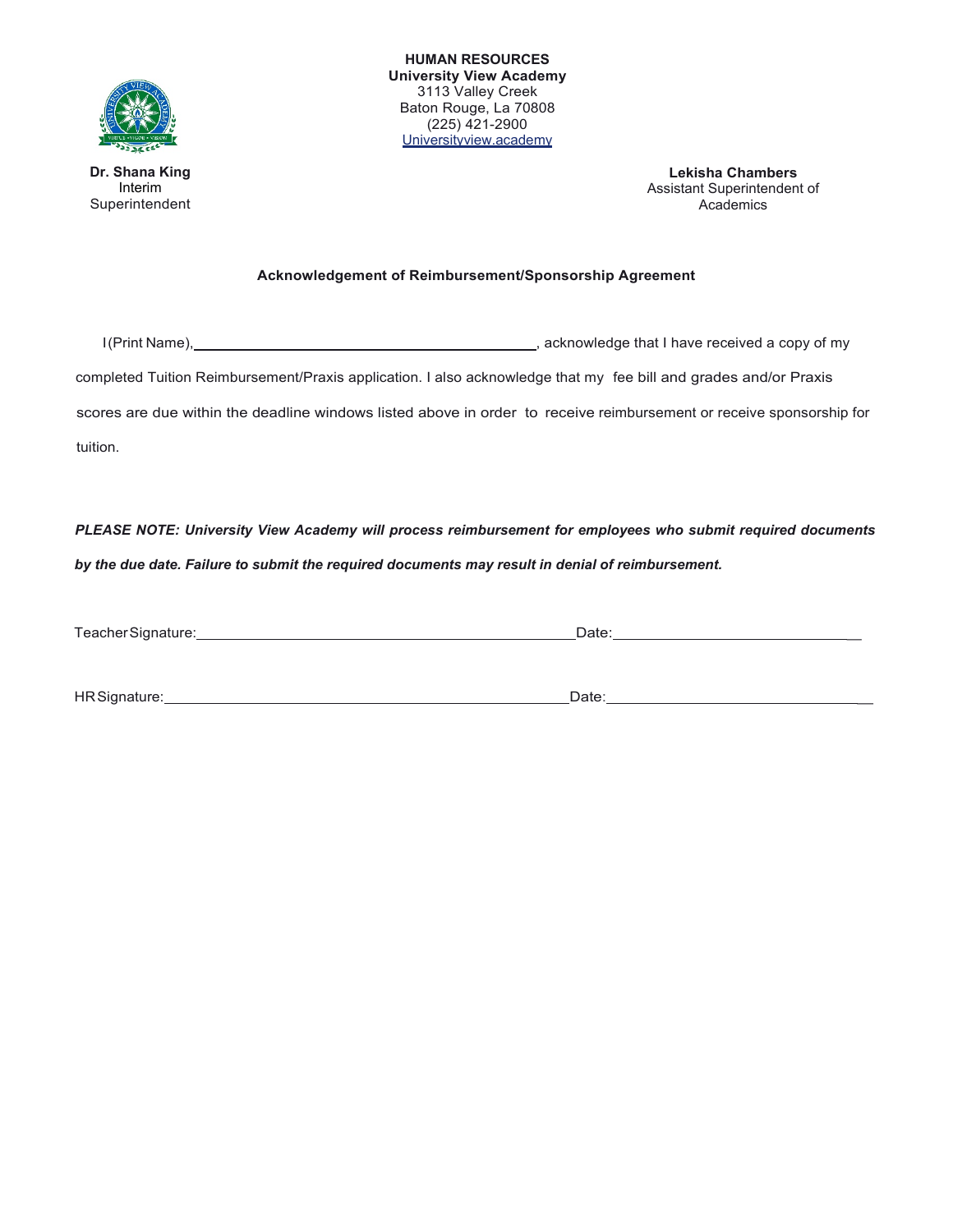**HUMAN RESOURCES**
**University View Academy**
3113 Valley Creek
Baton Rouge, La 70808
(225) 421-2900
Universityview.academy

**Dr. Shana King**
Interim
Superintendent

**Lekisha Chambers**
Assistant Superintendent of
Academics

### Acknowledgement of Reimbursement/Sponsorship Agreement

I (Print Name),\_\_\_\_\_\_\_\_\_\_\_\_\_\_\_\_\_\_\_\_\_\_\_\_\_\_\_\_\_\_\_\_\_\_\_\_\_\_\_\_\_\_, acknowledge that I have received a copy of my completed Tuition Reimbursement/Praxis application. I also acknowledge that my fee bill and grades and/or Praxis scores are due within the deadline windows listed above in order to receive reimbursement or receive sponsorship for tuition.

***PLEASE NOTE: University View Academy will process reimbursement for employees who submit required documents by the due date. Failure to submit the required documents may result in denial of reimbursement.***

Teacher Signature:\_\_\_\_\_\_\_\_\_\_\_\_\_\_\_\_\_\_\_\_\_\_\_\_\_\_\_\_\_\_\_\_\_\_\_\_\_\_\_\_\_\_\_\_\_\_ Date:\_\_\_\_\_\_\_\_\_\_\_\_\_\_\_\_\_\_\_\_\_\_\_\_\_\_\_\_\_\_\_\_

HR Signature:\_\_\_\_\_\_\_\_\_\_\_\_\_\_\_\_\_\_\_\_\_\_\_\_\_\_\_\_\_\_\_\_\_\_\_\_\_\_\_\_\_\_\_\_\_\_\_\_\_\_ Date:\_\_\_\_\_\_\_\_\_\_\_\_\_\_\_\_\_\_\_\_\_\_\_\_\_\_\_\_\_\_\_\_\_\_